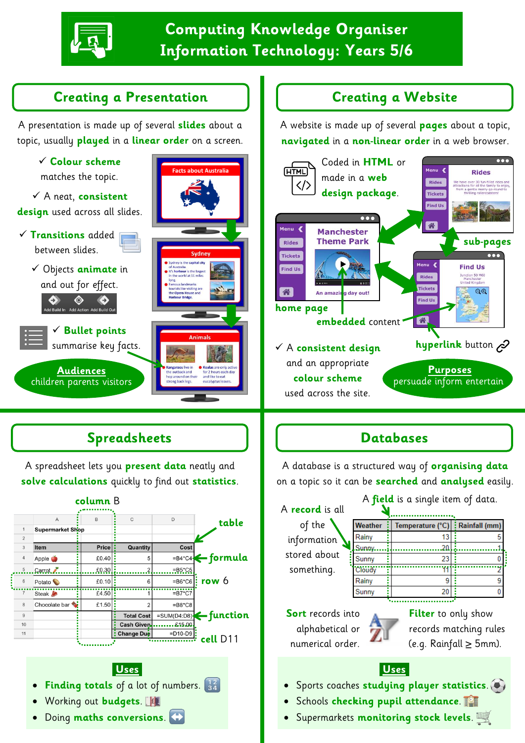# Computing Knowledge Organiser
# Information Technology: Years 5/6

## Creating a Presentation

A presentation is made up of several **slides** about a topic, usually **played** in a **linear order** on a screen.

- ✓ **Colour scheme** matches the topic.
- ✓ A neat, **consistent design** used across all slides.
- ✓ **Transitions** added between slides.
- ✓ Objects **animate** in and out for effect.
- ✓ **Bullet points** summarise key facts.

Add Build In | Add Action | Add Build Out

Facts about Australia

Sydney
- Sydney is the capital city of Australia.
- It's harbour is the largest in the world at 11 miles long.
- Famous landmarks tourists like visiting are the Opera House and Harbour Bridge.

Animals
- Kangaroos live in the outback and hop around on their strong back legs.
- Koalas are only active for 2 hours each day and like to eat eucalyptus leaves.

**Audiences**
children parents visitors

## Creating a Website

A website is made up of several **pages** about a topic, **navigated** in a **non-linear order** in a web browser.

Coded in **HTML** or made in a **web design package**.

Manchester Theme Park — Menu: Rides, Tickets, Find Us — An amazing day out!

Rides — We have over 30 fun-filled rides and attractions for all the family to enjoy, from a gentle merry-go-round to thrilling rollercoasters!

Find Us — Junction 50 M60 Manchester United Kingdom

**home page**

**embedded** content

**sub-pages**

**hyperlink** button

✓ A **consistent design** and an appropriate **colour scheme** used across the site.

**Purposes**
persuade inform entertain

## Spreadsheets

A spreadsheet lets you **present data** neatly and **solve calculations** quickly to find out **statistics**.

**column** B

| | A | B | C | D |
|---|---|---|---|---|
| 1 | Supermarket Shop | | | |
| 2 | | | | |
| 3 | Item | Price | Quantity | Cost |
| 4 | Apple | £0.40 | 5 | =B4*C4 |
| 5 | Carrot | £0.30 | 2 | =B5*C5 |
| 6 | Potato | £0.10 | 6 | =B6*C6 |
| 7 | Steak | £4.50 | 1 | =B7*C7 |
| 8 | Chocolate bar | £1.50 | 2 | =B8*C8 |
| 9 | | | Total Cost | =SUM(D4:D8) |
| 10 | | | Cash Given | £15.00 |
| 11 | | | Change Due | =D10-D9 |

**table** · **formula** · **row** 6 · **function** · **cell** D11

**Uses**
- **Finding totals** of a lot of numbers.
- Working out **budgets**.
- Doing **maths conversions**.

## Databases

A database is a structured way of **organising data** on a topic so it can be **searched** and **analysed** easily.

A **field** is a single item of data.

A **record** is all of the information stored about something.

| Weather | Temperature (°C) | Rainfall (mm) |
|---|---|---|
| Rainy | 13 | 5 |
| Sunny | 20 | 1 |
| Sunny | 23 | 0 |
| Cloudy | 11 | 2 |
| Rainy | 9 | 9 |
| Sunny | 20 | 0 |

**Sort** records into alphabetical or numerical order.

**Filter** to only show records matching rules (e.g. Rainfall ≥ 5mm).

**Uses**
- Sports coaches **studying player statistics**.
- Schools **checking pupil attendance**.
- Supermarkets **monitoring stock levels**.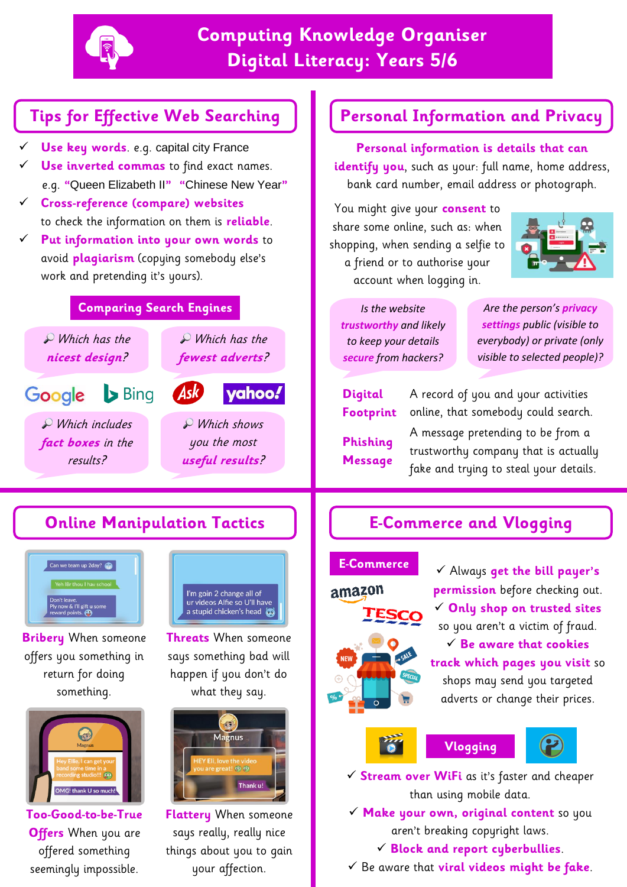# Computing Knowledge Organiser
# Digital Literacy: Years 5/6

## Tips for Effective Web Searching

- ✓ **Use key words**. e.g. capital city France
- ✓ **Use inverted commas** to find exact names. e.g. **"**Queen Elizabeth II**"** **"**Chinese New Year**"**
- ✓ **Cross-reference (compare) websites** to check the information on them is **reliable**.
- ✓ **Put information into your own words** to avoid **plagiarism** (copying somebody else's work and pretending it's yours).

### Comparing Search Engines

- *Which has the **nicest design**?*
- *Which has the **fewest adverts**?*
- Google, Bing, Ask, yahoo!
- *Which includes **fact boxes** in the results?*
- *Which shows you the most **useful results**?*

## Personal Information and Privacy

**Personal information is details that can identify you**, such as your: full name, home address, bank card number, email address or photograph.

You might give your **consent** to share some online, such as: when shopping, when sending a selfie to a friend or to authorise your account when logging in.

- *Is the website **trustworthy** and likely to keep your details **secure** from hackers?*
- *Are the person's **privacy settings** public (visible to everybody) or private (only visible to selected people)?*

**Digital Footprint** A record of you and your activities online, that somebody could search.

**Phishing Message** A message pretending to be from a trustworthy company that is actually fake and trying to steal your details.

## Online Manipulation Tactics

**Bribery** When someone offers you something in return for doing something.

**Threats** When someone says something bad will happen if you don't do what they say.

**Too-Good-to-be-True Offers** When you are offered something seemingly impossible.

**Flattery** When someone says really, really nice things about you to gain your affection.

## E-Commerce and Vlogging

### E-Commerce

- ✓ Always **get the bill payer's permission** before checking out.
- ✓ **Only shop on trusted sites** so you aren't a victim of fraud.
- ✓ **Be aware that cookies track which pages you visit** so shops may send you targeted adverts or change their prices.

### Vlogging

- ✓ **Stream over WiFi** as it's faster and cheaper than using mobile data.
- ✓ **Make your own, original content** so you aren't breaking copyright laws.
- ✓ **Block and report cyberbullies**.
- ✓ Be aware that **viral videos might be fake**.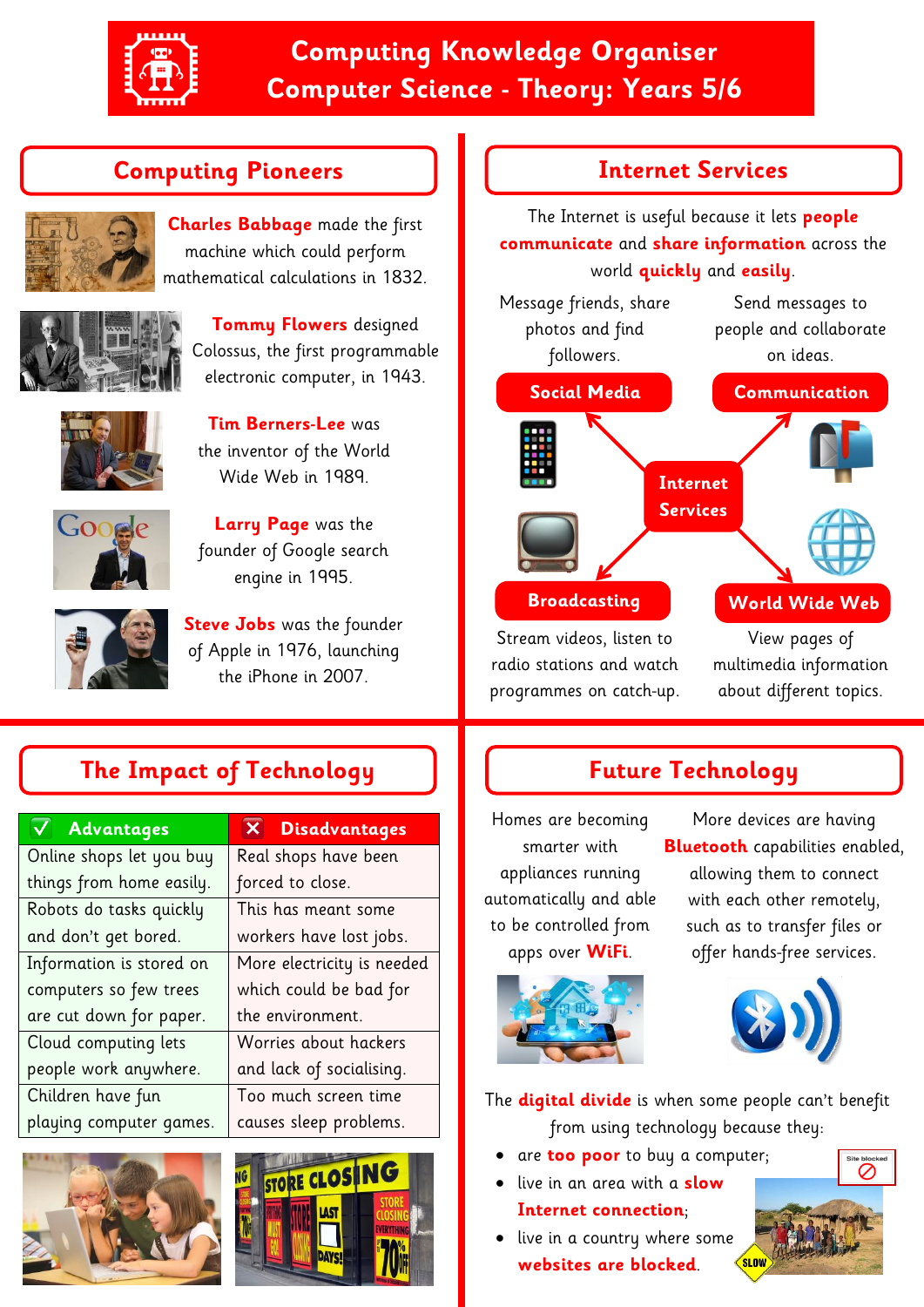# Computing Knowledge Organiser
# Computer Science - Theory: Years 5/6

## Computing Pioneers

**Charles Babbage** made the first machine which could perform mathematical calculations in 1832.

**Tommy Flowers** designed Colossus, the first programmable electronic computer, in 1943.

**Tim Berners-Lee** was the inventor of the World Wide Web in 1989.

**Larry Page** was the founder of Google search engine in 1995.

**Steve Jobs** was the founder of Apple in 1976, launching the iPhone in 2007.

## Internet Services

The Internet is useful because it lets **people communicate** and **share information** across the world **quickly** and **easily**.

**Internet Services**

- **Social Media** – Message friends, share photos and find followers.
- **Communication** – Send messages to people and collaborate on ideas.
- **Broadcasting** – Stream videos, listen to radio stations and watch programmes on catch-up.
- **World Wide Web** – View pages of multimedia information about different topics.

## The Impact of Technology

| ✓ Advantages | ✗ Disadvantages |
| --- | --- |
| Online shops let you buy things from home easily. | Real shops have been forced to close. |
| Robots do tasks quickly and don't get bored. | This has meant some workers have lost jobs. |
| Information is stored on computers so few trees are cut down for paper. | More electricity is needed which could be bad for the environment. |
| Cloud computing lets people work anywhere. | Worries about hackers and lack of socialising. |
| Children have fun playing computer games. | Too much screen time causes sleep problems. |

## Future Technology

Homes are becoming smarter with appliances running automatically and able to be controlled from apps over **WiFi**.

More devices are having **Bluetooth** capabilities enabled, allowing them to connect with each other remotely, such as to transfer files or offer hands-free services.

The **digital divide** is when some people can't benefit from using technology because they:

- are **too poor** to buy a computer;
- live in an area with a **slow Internet connection**;
- live in a country where some **websites are blocked**.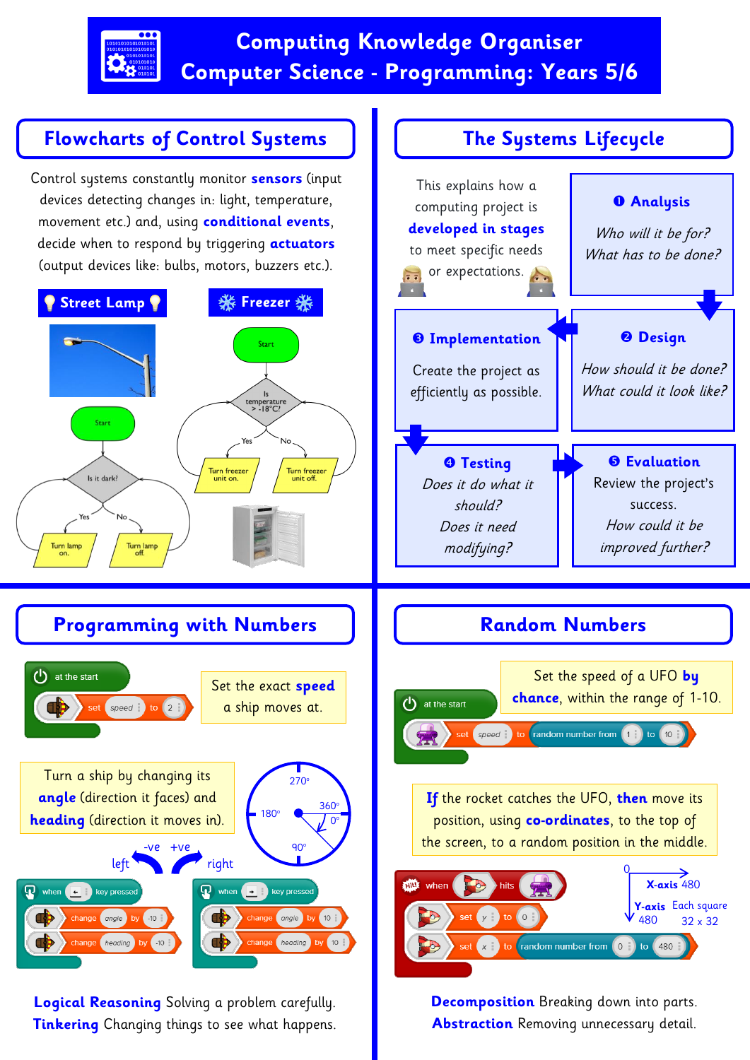# Computing Knowledge Organiser
# Computer Science - Programming: Years 5/6

## Flowcharts of Control Systems

Control systems constantly monitor **sensors** (input devices detecting changes in: light, temperature, movement etc.) and, using **conditional events**, decide when to respond by triggering **actuators** (output devices like: bulbs, motors, buzzers etc.).

**Street Lamp**

Start

Is it dark?

Yes — Turn lamp on.

No — Turn lamp off.

**Freezer**

Start

Is temperature > -18°C?

Yes — Turn freezer unit on.

No — Turn freezer unit off.

## The Systems Lifecycle

This explains how a computing project is **developed in stages** to meet specific needs or expectations.

**❶ Analysis**
*Who will it be for?*
*What has to be done?*

**❷ Design**
*How should it be done?*
*What could it look like?*

**❸ Implementation**
Create the project as efficiently as possible.

**❹ Testing**
*Does it do what it should?*
*Does it need modifying?*

**❺ Evaluation**
Review the project's success.
*How could it be improved further?*

## Programming with Numbers

```
at the start
    set speed to 2
```

Set the exact **speed** a ship moves at.

Turn a ship by changing its **angle** (direction it faces) and **heading** (direction it moves in).

270°
180°
360°
0°
90°

left -ve
+ve right

```
when ← key pressed
    change angle by -10
    change heading by -10
```

```
when → key pressed
    change angle by 10
    change heading by 10
```

**Logical Reasoning** Solving a problem carefully.
**Tinkering** Changing things to see what happens.

## Random Numbers

Set the speed of a UFO **by chance**, within the range of 1-10.

```
at the start
    set speed to random number from 1 to 10
```

**If** the rocket catches the UFO, **then** move its position, using **co-ordinates**, to the top of the screen, to a random position in the middle.

```
when [rocket] hits [UFO]
    set y to 0
    set x to random number from 0 to 480
```

0
**X-axis** 480
**Y-axis** 480
Each square 32 x 32

**Decomposition** Breaking down into parts.
**Abstraction** Removing unnecessary detail.